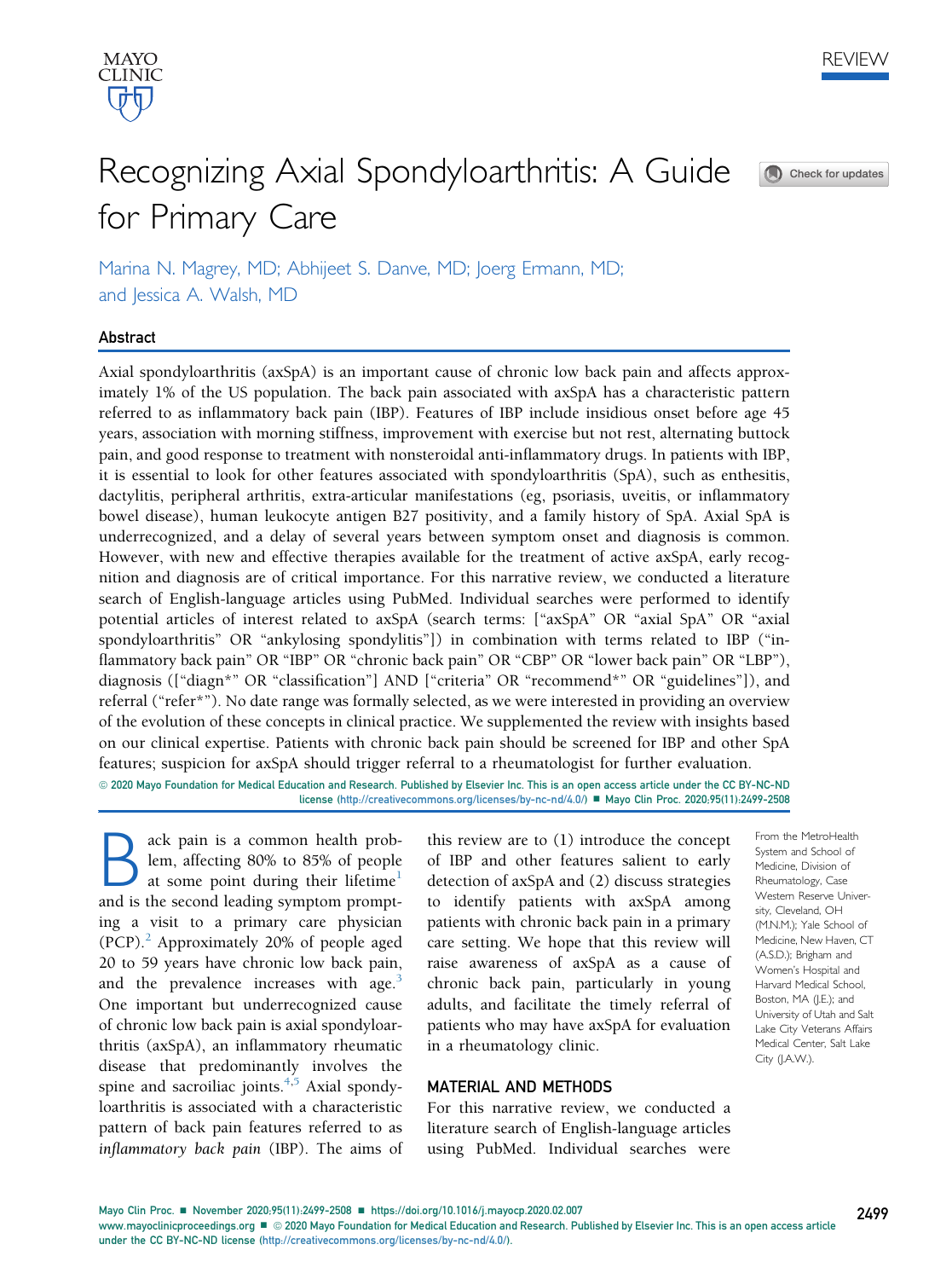REVIEW

# Recognizing Axial Spondyloarthritis: A Guide for Primary Care

Marina N. Magrey, MD; Abhijeet S. Danve, MD; Joerg Ermann, MD; and Jessica A. Walsh, MD

## Abstract

Axial spondyloarthritis (axSpA) is an important cause of chronic low back pain and affects approximately 1% of the US population. The back pain associated with axSpA has a characteristic pattern referred to as inflammatory back pain (IBP). Features of IBP include insidious onset before age 45 years, association with morning stiffness, improvement with exercise but not rest, alternating buttock pain, and good response to treatment with nonsteroidal anti-inflammatory drugs. In patients with IBP, it is essential to look for other features associated with spondyloarthritis (SpA), such as enthesitis, dactylitis, peripheral arthritis, extra-articular manifestations (eg, psoriasis, uveitis, or inflammatory bowel disease), human leukocyte antigen B27 positivity, and a family history of SpA. Axial SpA is underrecognized, and a delay of several years between symptom onset and diagnosis is common. However, with new and effective therapies available for the treatment of active axSpA, early recognition and diagnosis are of critical importance. For this narrative review, we conducted a literature search of English-language articles using PubMed. Individual searches were performed to identify potential articles of interest related to axSpA (search terms: ["axSpA" OR "axial SpA" OR "axial spondyloarthritis" OR "ankylosing spondylitis"]) in combination with terms related to IBP ("inflammatory back pain" OR "IBP" OR "chronic back pain" OR "CBP" OR "lower back pain" OR "LBP"), diagnosis (["diagn*" OR "classification"] AND ["criteria" OR "recommend*" OR "guidelines"]), and referral ("refer*"). No date range was formally selected, as we were interested in providing an overview of the evolution of these concepts in clinical practice. We supplemented the review with insights based on our clinical expertise. Patients with chronic back pain should be screened for IBP and other SpA features; suspicion for axSpA should trigger referral to a rheumatologist for further evaluation.

© 2020 Mayo Foundation for Medical Education and Research. Published by Elsevier Inc. This is an open access article under the CC BY-NC-ND license (http://creativecommons.org/licenses/by-nc-nd/4.0/) ■ Mayo Clin Proc. 2020;95(11):2499-2508

From the MetroHealth System and School of Medicine, Division of Rheumatology, Case Western Reserve University, Cleveland, OH (M.N.M.); Yale School of Medicine, New Haven, CT (A.S.D.); Brigham and Women's Hospital and Harvard Medical School, Boston, MA (J.E.); and University of Utah and Salt Lake City Veterans Affairs Medical Center, Salt Lake City (J.A.W.).

Back pain is a common health problem, affecting 80% to 85% of people at some point during their lifetime[1] and is the second leading symptom prompting a visit to a primary care physician (PCP).[2] Approximately 20% of people aged 20 to 59 years have chronic low back pain, and the prevalence increases with age.[3] One important but underrecognized cause of chronic low back pain is axial spondyloarthritis (axSpA), an inflammatory rheumatic disease that predominantly involves the spine and sacroiliac joints.[4,5] Axial spondyloarthritis is associated with a characteristic pattern of back pain features referred to as *inflammatory back pain* (IBP). The aims of this review are to (1) introduce the concept of IBP and other features salient to early detection of axSpA and (2) discuss strategies to identify patients with axSpA among patients with chronic back pain in a primary care setting. We hope that this review will raise awareness of axSpA as a cause of chronic back pain, particularly in young adults, and facilitate the timely referral of patients who may have axSpA for evaluation in a rheumatology clinic.

## MATERIAL AND METHODS

For this narrative review, we conducted a literature search of English-language articles using PubMed. Individual searches were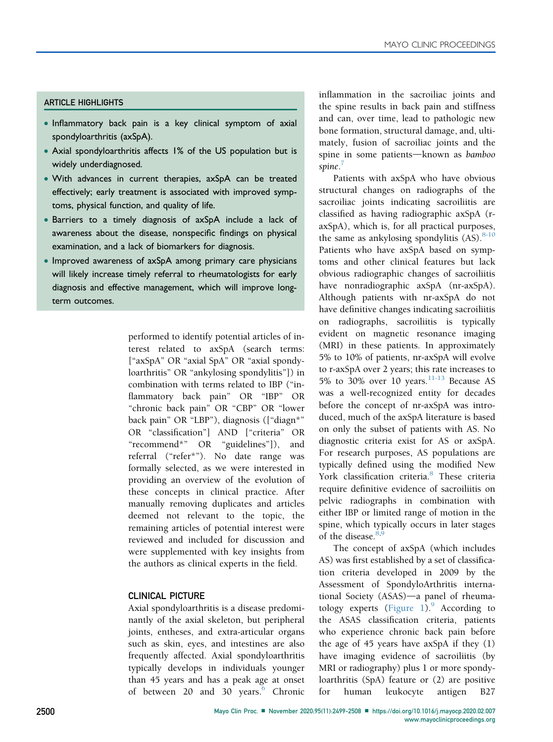## ARTICLE HIGHLIGHTS

- Inflammatory back pain is a key clinical symptom of axial spondyloarthritis (axSpA).
- Axial spondyloarthritis affects 1% of the US population but is widely underdiagnosed.
- With advances in current therapies, axSpA can be treated effectively; early treatment is associated with improved symptoms, physical function, and quality of life.
- Barriers to a timely diagnosis of axSpA include a lack of awareness about the disease, nonspecific findings on physical examination, and a lack of biomarkers for diagnosis.
- Improved awareness of axSpA among primary care physicians will likely increase timely referral to rheumatologists for early diagnosis and effective management, which will improve long-term outcomes.

performed to identify potential articles of interest related to axSpA (search terms: ["axSpA" OR "axial SpA" OR "axial spondyloarthritis" OR "ankylosing spondylitis"]) in combination with terms related to IBP ("inflammatory back pain" OR "IBP" OR "chronic back pain" OR "CBP" OR "lower back pain" OR "LBP"), diagnosis (["diagn*" OR "classification"] AND ["criteria" OR "recommend*" OR "guidelines"]), and referral ("refer*"). No date range was formally selected, as we were interested in providing an overview of the evolution of these concepts in clinical practice. After manually removing duplicates and articles deemed not relevant to the topic, the remaining articles of potential interest were reviewed and included for discussion and were supplemented with key insights from the authors as clinical experts in the field.

## CLINICAL PICTURE

Axial spondyloarthritis is a disease predominantly of the axial skeleton, but peripheral joints, entheses, and extra-articular organs such as skin, eyes, and intestines are also frequently affected. Axial spondyloarthritis typically develops in individuals younger than 45 years and has a peak age at onset of between 20 and 30 years.[6] Chronic inflammation in the sacroiliac joints and the spine results in back pain and stiffness and can, over time, lead to pathologic new bone formation, structural damage, and, ultimately, fusion of sacroiliac joints and the spine in some patients—known as *bamboo spine*.[7]

Patients with axSpA who have obvious structural changes on radiographs of the sacroiliac joints indicating sacroiliitis are classified as having radiographic axSpA (r-axSpA), which is, for all practical purposes, the same as ankylosing spondylitis (AS).[8-10] Patients who have axSpA based on symptoms and other clinical features but lack obvious radiographic changes of sacroiliitis have nonradiographic axSpA (nr-axSpA). Although patients with nr-axSpA do not have definitive changes indicating sacroiliitis on radiographs, sacroiliitis is typically evident on magnetic resonance imaging (MRI) in these patients. In approximately 5% to 10% of patients, nr-axSpA will evolve to r-axSpA over 2 years; this rate increases to 5% to 30% over 10 years.[11-13] Because AS was a well-recognized entity for decades before the concept of nr-axSpA was introduced, much of the axSpA literature is based on only the subset of patients with AS. No diagnostic criteria exist for AS or axSpA. For research purposes, AS populations are typically defined using the modified New York classification criteria.[8] These criteria require definitive evidence of sacroiliitis on pelvic radiographs in combination with either IBP or limited range of motion in the spine, which typically occurs in later stages of the disease.[8,9]

The concept of axSpA (which includes AS) was first established by a set of classification criteria developed in 2009 by the Assessment of SpondyloArthritis international Society (ASAS)—a panel of rheumatology experts (Figure 1).[9] According to the ASAS classification criteria, patients who experience chronic back pain before the age of 45 years have axSpA if they (1) have imaging evidence of sacroiliitis (by MRI or radiography) plus 1 or more spondyloarthritis (SpA) feature or (2) are positive for human leukocyte antigen B27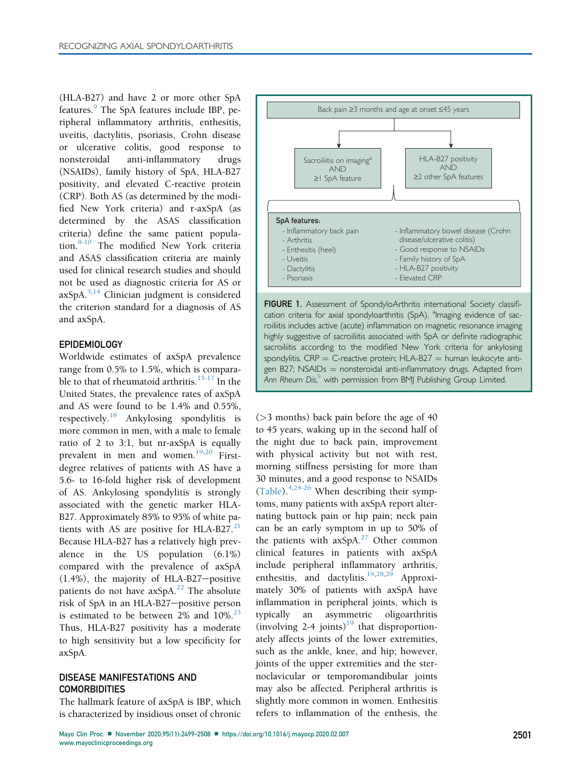(HLA-B27) and have 2 or more other SpA features.[9] The SpA features include IBP, peripheral inflammatory arthritis, enthesitis, uveitis, dactylitis, psoriasis, Crohn disease or ulcerative colitis, good response to nonsteroidal anti-inflammatory drugs (NSAIDs), family history of SpA, HLA-B27 positivity, and elevated C-reactive protein (CRP). Both AS (as determined by the modified New York criteria) and r-axSpA (as determined by the ASAS classification criteria) define the same patient population.[8-10] The modified New York criteria and ASAS classification criteria are mainly used for clinical research studies and should not be used as diagnostic criteria for AS or axSpA.[5,14] Clinician judgment is considered the criterion standard for a diagnosis of AS and axSpA.

## EPIDEMIOLOGY

Worldwide estimates of axSpA prevalence range from 0.5% to 1.5%, which is comparable to that of rheumatoid arthritis.[15-17] In the United States, the prevalence rates of axSpA and AS were found to be 1.4% and 0.55%, respectively.[18] Ankylosing spondylitis is more common in men, with a male to female ratio of 2 to 3:1, but nr-axSpA is equally prevalent in men and women.[19,20] First-degree relatives of patients with AS have a 5.6- to 16-fold higher risk of development of AS. Ankylosing spondylitis is strongly associated with the genetic marker HLA-B27. Approximately 85% to 95% of white patients with AS are positive for HLA-B27.[21] Because HLA-B27 has a relatively high prevalence in the US population (6.1%) compared with the prevalence of axSpA (1.4%), the majority of HLA-B27−positive patients do not have axSpA.[22] The absolute risk of SpA in an HLA-B27−positive person is estimated to be between 2% and 10%.[23] Thus, HLA-B27 positivity has a moderate to high sensitivity but a low specificity for axSpA.

Back pain ≥3 months and age at onset ≤45 years

- Sacroiliitis on imaging[a] AND ≥1 SpA feature
- HLA-B27 positivity AND ≥2 other SpA features

**SpA features:**
- Inflammatory back pain
- Arthritis
- Enthesitis (heel)
- Uveitis
- Dactylitis
- Psoriasis
- Inflammatory bowel disease (Crohn disease/ulcerative colitis)
- Good response to NSAIDs
- Family history of SpA
- HLA-B27 positivity
- Elevated CRP

**FIGURE 1.** Assessment of SpondyloArthritis international Society classification criteria for axial spondyloarthritis (SpA). [a]Imaging evidence of sacroiliitis includes active (acute) inflammation on magnetic resonance imaging highly suggestive of sacroiliitis associated with SpA or definite radiographic sacroiliitis according to the modified New York criteria for ankylosing spondylitis. CRP = C-reactive protein; HLA-B27 = human leukocyte antigen B27; NSAIDs = nonsteroidal anti-inflammatory drugs. Adapted from *Ann Rheum Dis*,[9] with permission from BMJ Publishing Group Limited.

## DISEASE MANIFESTATIONS AND COMORBIDITIES

The hallmark feature of axSpA is IBP, which is characterized by insidious onset of chronic (>3 months) back pain before the age of 40 to 45 years, waking up in the second half of the night due to back pain, improvement with physical activity but not with rest, morning stiffness persisting for more than 30 minutes, and a good response to NSAIDs (Table).[4,24-26] When describing their symptoms, many patients with axSpA report alternating buttock pain or hip pain; neck pain can be an early symptom in up to 50% of the patients with axSpA.[27] Other common clinical features in patients with axSpA include peripheral inflammatory arthritis, enthesitis, and dactylitis.[19,28,29] Approximately 30% of patients with axSpA have inflammation in peripheral joints, which is typically an asymmetric oligoarthritis (involving 2-4 joints)[19] that disproportionately affects joints of the lower extremities, such as the ankle, knee, and hip; however, joints of the upper extremities and the sternoclavicular or temporomandibular joints may also be affected. Peripheral arthritis is slightly more common in women. Enthesitis refers to inflammation of the enthesis, the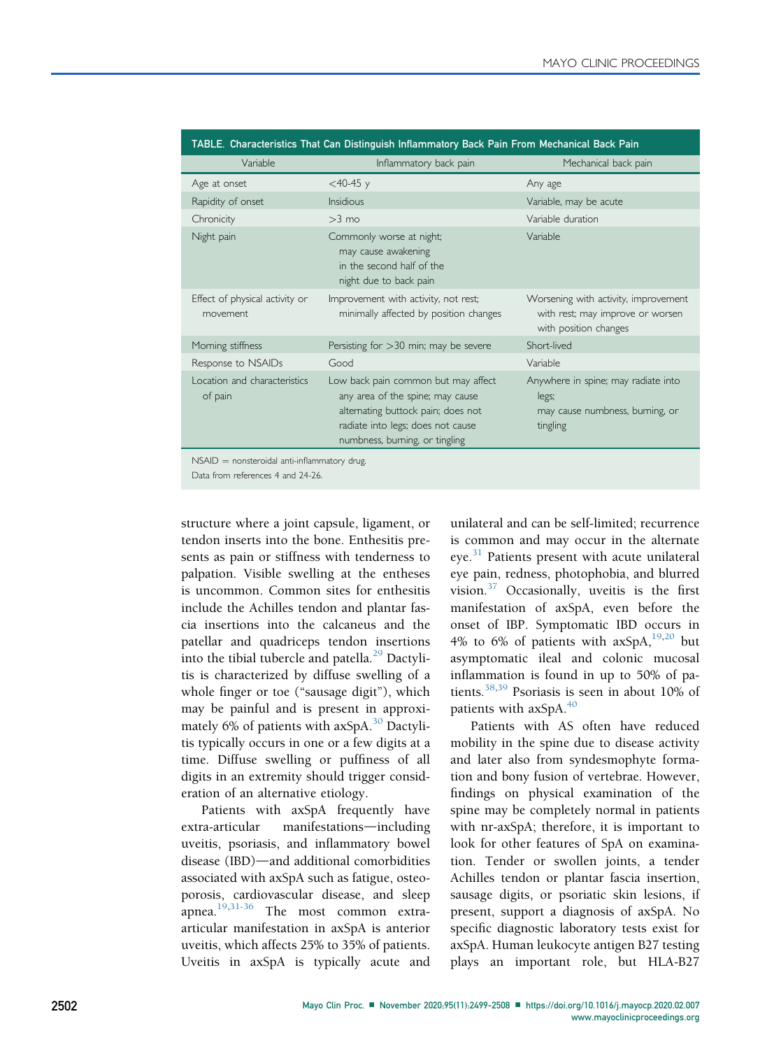**TABLE. Characteristics That Can Distinguish Inflammatory Back Pain From Mechanical Back Pain**

| Variable | Inflammatory back pain | Mechanical back pain |
|---|---|---|
| Age at onset | <40-45 y | Any age |
| Rapidity of onset | Insidious | Variable, may be acute |
| Chronicity | >3 mo | Variable duration |
| Night pain | Commonly worse at night; may cause awakening in the second half of the night due to back pain | Variable |
| Effect of physical activity or movement | Improvement with activity, not rest; minimally affected by position changes | Worsening with activity, improvement with rest; may improve or worsen with position changes |
| Morning stiffness | Persisting for >30 min; may be severe | Short-lived |
| Response to NSAIDs | Good | Variable |
| Location and characteristics of pain | Low back pain common but may affect any area of the spine; may cause alternating buttock pain; does not radiate into legs; does not cause numbness, burning, or tingling | Anywhere in spine; may radiate into legs; may cause numbness, burning, or tingling |

NSAID = nonsteroidal anti-inflammatory drug.
Data from references 4 and 24-26.

structure where a joint capsule, ligament, or tendon inserts into the bone. Enthesitis presents as pain or stiffness with tenderness to palpation. Visible swelling at the entheses is uncommon. Common sites for enthesitis include the Achilles tendon and plantar fascia insertions into the calcaneus and the patellar and quadriceps tendon insertions into the tibial tubercle and patella.[29] Dactylitis is characterized by diffuse swelling of a whole finger or toe ("sausage digit"), which may be painful and is present in approximately 6% of patients with axSpA.[30] Dactylitis typically occurs in one or a few digits at a time. Diffuse swelling or puffiness of all digits in an extremity should trigger consideration of an alternative etiology.

Patients with axSpA frequently have extra-articular manifestations—including uveitis, psoriasis, and inflammatory bowel disease (IBD)—and additional comorbidities associated with axSpA such as fatigue, osteoporosis, cardiovascular disease, and sleep apnea.[19,31-36] The most common extra-articular manifestation in axSpA is anterior uveitis, which affects 25% to 35% of patients. Uveitis in axSpA is typically acute and unilateral and can be self-limited; recurrence is common and may occur in the alternate eye.[31] Patients present with acute unilateral eye pain, redness, photophobia, and blurred vision.[37] Occasionally, uveitis is the first manifestation of axSpA, even before the onset of IBP. Symptomatic IBD occurs in 4% to 6% of patients with axSpA,[19,20] but asymptomatic ileal and colonic mucosal inflammation is found in up to 50% of patients.[38,39] Psoriasis is seen in about 10% of patients with axSpA.[40]

Patients with AS often have reduced mobility in the spine due to disease activity and later also from syndesmophyte formation and bony fusion of vertebrae. However, findings on physical examination of the spine may be completely normal in patients with nr-axSpA; therefore, it is important to look for other features of SpA on examination. Tender or swollen joints, a tender Achilles tendon or plantar fascia insertion, sausage digits, or psoriatic skin lesions, if present, support a diagnosis of axSpA. No specific diagnostic laboratory tests exist for axSpA. Human leukocyte antigen B27 testing plays an important role, but HLA-B27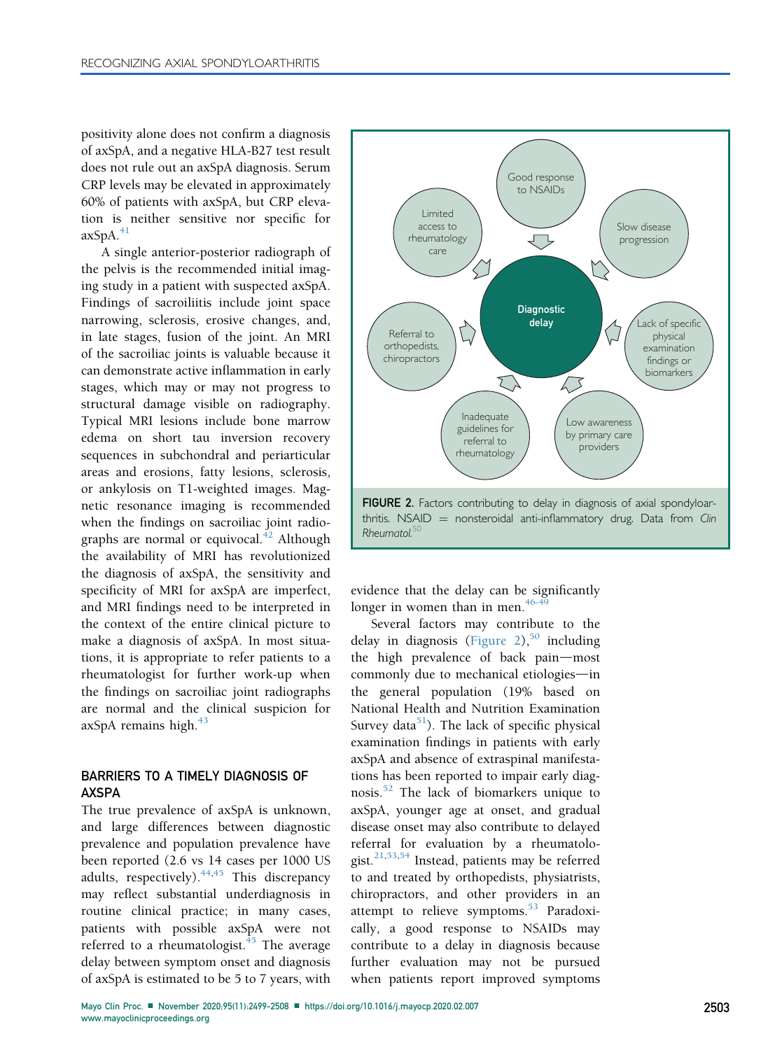positivity alone does not confirm a diagnosis of axSpA, and a negative HLA-B27 test result does not rule out an axSpA diagnosis. Serum CRP levels may be elevated in approximately 60% of patients with axSpA, but CRP elevation is neither sensitive nor specific for axSpA.[41]

A single anterior-posterior radiograph of the pelvis is the recommended initial imaging study in a patient with suspected axSpA. Findings of sacroiliitis include joint space narrowing, sclerosis, erosive changes, and, in late stages, fusion of the joint. An MRI of the sacroiliac joints is valuable because it can demonstrate active inflammation in early stages, which may or may not progress to structural damage visible on radiography. Typical MRI lesions include bone marrow edema on short tau inversion recovery sequences in subchondral and periarticular areas and erosions, fatty lesions, sclerosis, or ankylosis on T1-weighted images. Magnetic resonance imaging is recommended when the findings on sacroiliac joint radiographs are normal or equivocal.[42] Although the availability of MRI has revolutionized the diagnosis of axSpA, the sensitivity and specificity of MRI for axSpA are imperfect, and MRI findings need to be interpreted in the context of the entire clinical picture to make a diagnosis of axSpA. In most situations, it is appropriate to refer patients to a rheumatologist for further work-up when the findings on sacroiliac joint radiographs are normal and the clinical suspicion for axSpA remains high.[43]

## BARRIERS TO A TIMELY DIAGNOSIS OF AXSPA

The true prevalence of axSpA is unknown, and large differences between diagnostic prevalence and population prevalence have been reported (2.6 vs 14 cases per 1000 US adults, respectively).[44,45] This discrepancy may reflect substantial underdiagnosis in routine clinical practice; in many cases, patients with possible axSpA were not referred to a rheumatologist.[45] The average delay between symptom onset and diagnosis of axSpA is estimated to be 5 to 7 years, with evidence that the delay can be significantly longer in women than in men.[46-49]

Diagnostic delay

- Good response to NSAIDs
- Slow disease progression
- Lack of specific physical examination findings or biomarkers
- Low awareness by primary care providers
- Inadequate guidelines for referral to rheumatology
- Referral to orthopedists, chiropractors
- Limited access to rheumatology care

**FIGURE 2.** Factors contributing to delay in diagnosis of axial spondyloarthritis. NSAID = nonsteroidal anti-inflammatory drug. Data from *Clin Rheumatol*.[50]

Several factors may contribute to the delay in diagnosis (Figure 2),[50] including the high prevalence of back pain—most commonly due to mechanical etiologies—in the general population (19% based on National Health and Nutrition Examination Survey data[51]). The lack of specific physical examination findings in patients with early axSpA and absence of extraspinal manifestations has been reported to impair early diagnosis.[52] The lack of biomarkers unique to axSpA, younger age at onset, and gradual disease onset may also contribute to delayed referral for evaluation by a rheumatologist.[21,53,54] Instead, patients may be referred to and treated by orthopedists, physiatrists, chiropractors, and other providers in an attempt to relieve symptoms.[53] Paradoxically, a good response to NSAIDs may contribute to a delay in diagnosis because further evaluation may not be pursued when patients report improved symptoms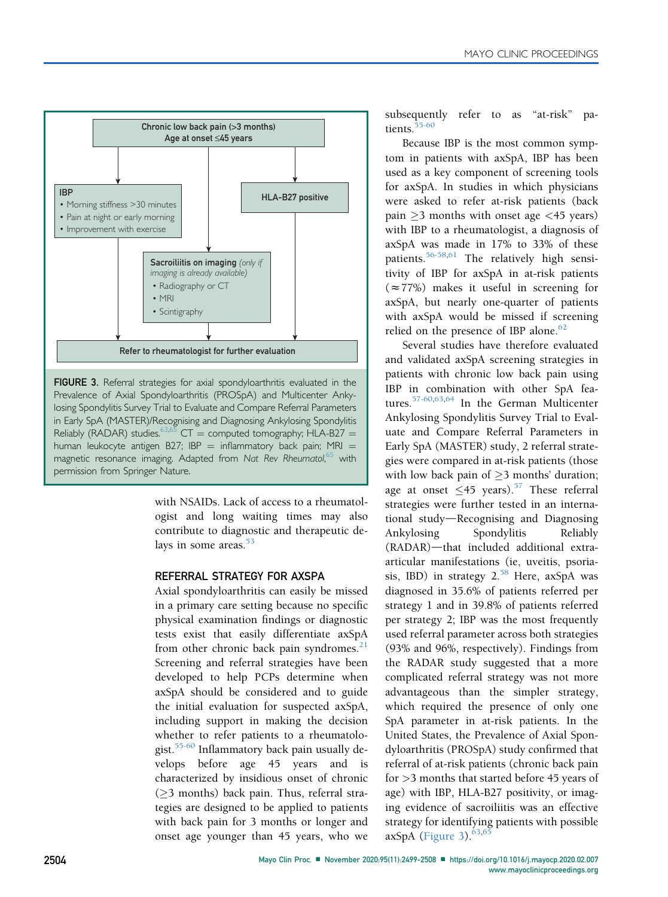Chronic low back pain (>3 months)
Age at onset ≤45 years

**IBP**
- Morning stiffness >30 minutes
- Pain at night or early morning
- Improvement with exercise

**HLA-B27 positive**

**Sacroiliitis on imaging** *(only if imaging is already available)*
- Radiography or CT
- MRI
- Scintigraphy

**Refer to rheumatologist for further evaluation**

**FIGURE 3.** Referral strategies for axial spondyloarthritis evaluated in the Prevalence of Axial Spondyloarthritis (PROSpA) and Multicenter Ankylosing Spondylitis Survey Trial to Evaluate and Compare Referral Parameters in Early SpA (MASTER)/Recognising and Diagnosing Ankylosing Spondylitis Reliably (RADAR) studies.[63,65] CT = computed tomography; HLA-B27 = human leukocyte antigen B27; IBP = inflammatory back pain; MRI = magnetic resonance imaging. Adapted from *Nat Rev Rheumatol*,[65] with permission from Springer Nature.

with NSAIDs. Lack of access to a rheumatologist and long waiting times may also contribute to diagnostic and therapeutic delays in some areas.[53]

## REFERRAL STRATEGY FOR AXSPA

Axial spondyloarthritis can easily be missed in a primary care setting because no specific physical examination findings or diagnostic tests exist that easily differentiate axSpA from other chronic back pain syndromes.[21] Screening and referral strategies have been developed to help PCPs determine when axSpA should be considered and to guide the initial evaluation for suspected axSpA, including support in making the decision whether to refer patients to a rheumatologist.[55-60] Inflammatory back pain usually develops before age 45 years and is characterized by insidious onset of chronic (≥3 months) back pain. Thus, referral strategies are designed to be applied to patients with back pain for 3 months or longer and onset age younger than 45 years, who we subsequently refer to as "at-risk" patients.[55-60]

Because IBP is the most common symptom in patients with axSpA, IBP has been used as a key component of screening tools for axSpA. In studies in which physicians were asked to refer at-risk patients (back pain ≥3 months with onset age <45 years) with IBP to a rheumatologist, a diagnosis of axSpA was made in 17% to 33% of these patients.[56-58,61] The relatively high sensitivity of IBP for axSpA in at-risk patients (≈77%) makes it useful in screening for axSpA, but nearly one-quarter of patients with axSpA would be missed if screening relied on the presence of IBP alone.[62]

Several studies have therefore evaluated and validated axSpA screening strategies in patients with chronic low back pain using IBP in combination with other SpA features.[57-60,63,64] In the German Multicenter Ankylosing Spondylitis Survey Trial to Evaluate and Compare Referral Parameters in Early SpA (MASTER) study, 2 referral strategies were compared in at-risk patients (those with low back pain of ≥3 months' duration; age at onset ≤45 years).[57] These referral strategies were further tested in an international study—Recognising and Diagnosing Ankylosing Spondylitis Reliably (RADAR)—that included additional extra-articular manifestations (ie, uveitis, psoriasis, IBD) in strategy 2.[58] Here, axSpA was diagnosed in 35.6% of patients referred per strategy 1 and in 39.8% of patients referred per strategy 2; IBP was the most frequently used referral parameter across both strategies (93% and 96%, respectively). Findings from the RADAR study suggested that a more complicated referral strategy was not more advantageous than the simpler strategy, which required the presence of only one SpA parameter in at-risk patients. In the United States, the Prevalence of Axial Spondyloarthritis (PROSpA) study confirmed that referral of at-risk patients (chronic back pain for >3 months that started before 45 years of age) with IBP, HLA-B27 positivity, or imaging evidence of sacroiliitis was an effective strategy for identifying patients with possible axSpA (Figure 3).[63,65]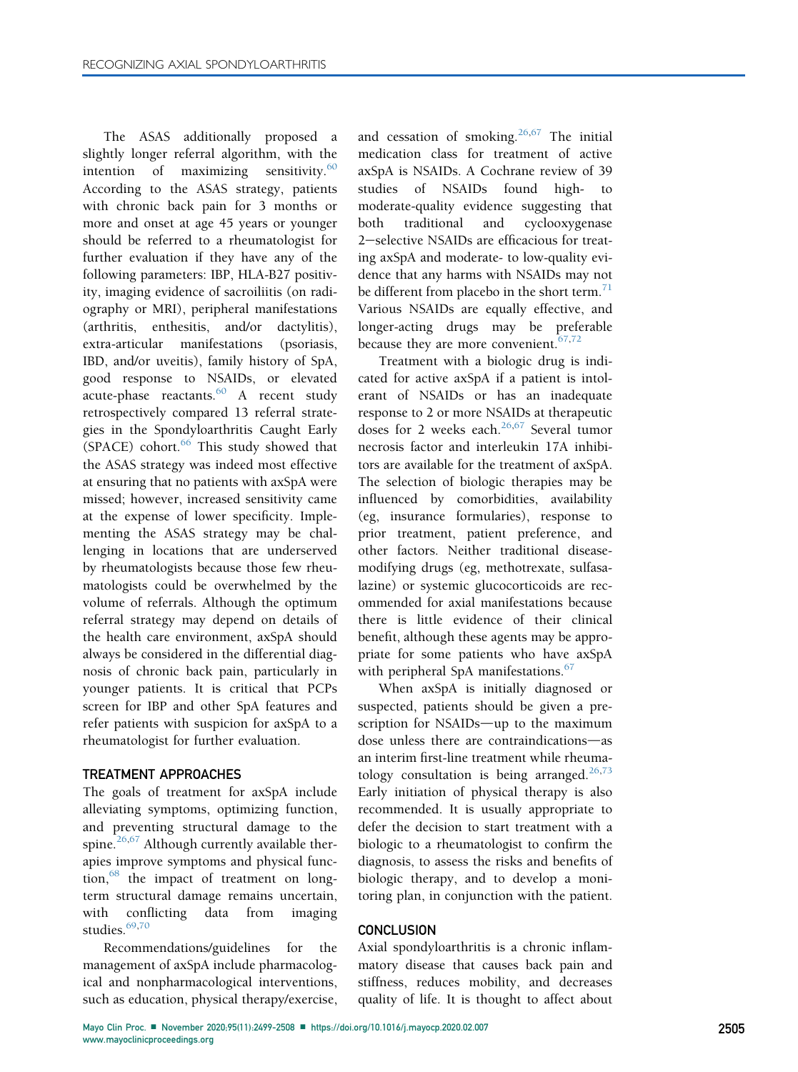The ASAS additionally proposed a slightly longer referral algorithm, with the intention of maximizing sensitivity.[60] According to the ASAS strategy, patients with chronic back pain for 3 months or more and onset at age 45 years or younger should be referred to a rheumatologist for further evaluation if they have any of the following parameters: IBP, HLA-B27 positivity, imaging evidence of sacroiliitis (on radiography or MRI), peripheral manifestations (arthritis, enthesitis, and/or dactylitis), extra-articular manifestations (psoriasis, IBD, and/or uveitis), family history of SpA, good response to NSAIDs, or elevated acute-phase reactants.[60] A recent study retrospectively compared 13 referral strategies in the Spondyloarthritis Caught Early (SPACE) cohort.[66] This study showed that the ASAS strategy was indeed most effective at ensuring that no patients with axSpA were missed; however, increased sensitivity came at the expense of lower specificity. Implementing the ASAS strategy may be challenging in locations that are underserved by rheumatologists because those few rheumatologists could be overwhelmed by the volume of referrals. Although the optimum referral strategy may depend on details of the health care environment, axSpA should always be considered in the differential diagnosis of chronic back pain, particularly in younger patients. It is critical that PCPs screen for IBP and other SpA features and refer patients with suspicion for axSpA to a rheumatologist for further evaluation.

## TREATMENT APPROACHES

The goals of treatment for axSpA include alleviating symptoms, optimizing function, and preventing structural damage to the spine.[26,67] Although currently available therapies improve symptoms and physical function,[68] the impact of treatment on long-term structural damage remains uncertain, with conflicting data from imaging studies.[69,70]

Recommendations/guidelines for the management of axSpA include pharmacological and nonpharmacological interventions, such as education, physical therapy/exercise, and cessation of smoking.[26,67] The initial medication class for treatment of active axSpA is NSAIDs. A Cochrane review of 39 studies of NSAIDs found high- to moderate-quality evidence suggesting that both traditional and cyclooxygenase 2–selective NSAIDs are efficacious for treating axSpA and moderate- to low-quality evidence that any harms with NSAIDs may not be different from placebo in the short term.[71] Various NSAIDs are equally effective, and longer-acting drugs may be preferable because they are more convenient.[67,72]

Treatment with a biologic drug is indicated for active axSpA if a patient is intolerant of NSAIDs or has an inadequate response to 2 or more NSAIDs at therapeutic doses for 2 weeks each.[26,67] Several tumor necrosis factor and interleukin 17A inhibitors are available for the treatment of axSpA. The selection of biologic therapies may be influenced by comorbidities, availability (eg, insurance formularies), response to prior treatment, patient preference, and other factors. Neither traditional disease-modifying drugs (eg, methotrexate, sulfasalazine) or systemic glucocorticoids are recommended for axial manifestations because there is little evidence of their clinical benefit, although these agents may be appropriate for some patients who have axSpA with peripheral SpA manifestations.[67]

When axSpA is initially diagnosed or suspected, patients should be given a prescription for NSAIDs—up to the maximum dose unless there are contraindications—as an interim first-line treatment while rheumatology consultation is being arranged.[26,73] Early initiation of physical therapy is also recommended. It is usually appropriate to defer the decision to start treatment with a biologic to a rheumatologist to confirm the diagnosis, to assess the risks and benefits of biologic therapy, and to develop a monitoring plan, in conjunction with the patient.

## CONCLUSION

Axial spondyloarthritis is a chronic inflammatory disease that causes back pain and stiffness, reduces mobility, and decreases quality of life. It is thought to affect about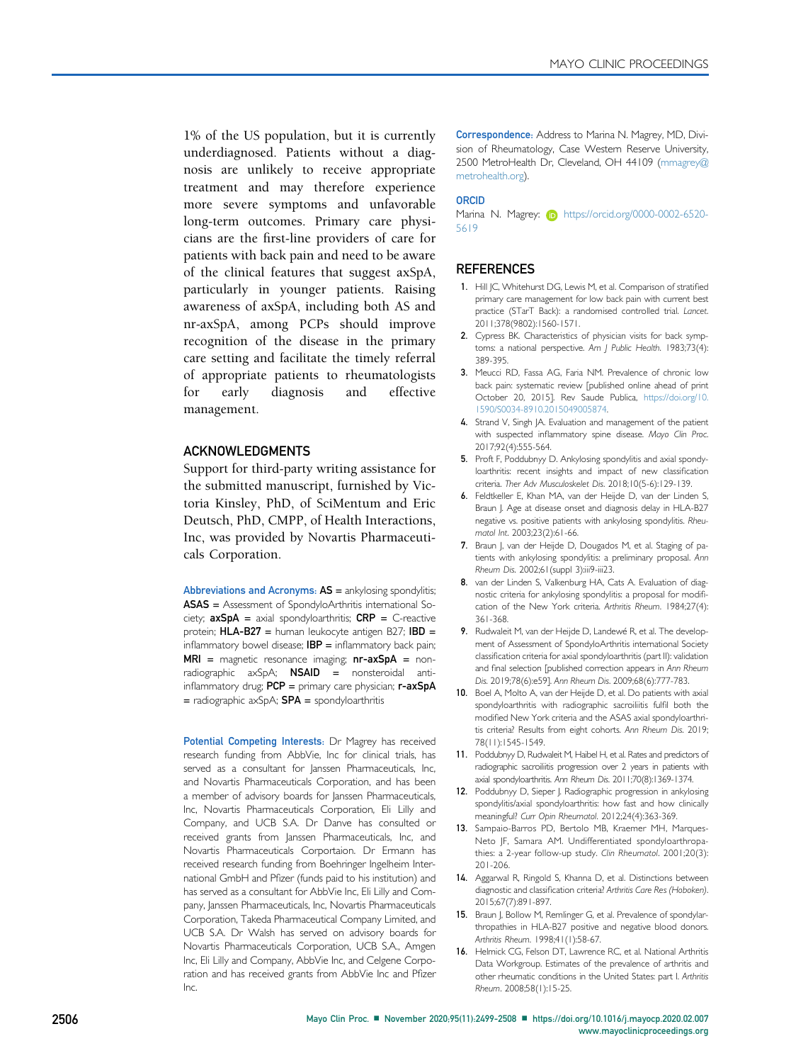1% of the US population, but it is currently underdiagnosed. Patients without a diagnosis are unlikely to receive appropriate treatment and may therefore experience more severe symptoms and unfavorable long-term outcomes. Primary care physicians are the first-line providers of care for patients with back pain and need to be aware of the clinical features that suggest axSpA, particularly in younger patients. Raising awareness of axSpA, including both AS and nr-axSpA, among PCPs should improve recognition of the disease in the primary care setting and facilitate the timely referral of appropriate patients to rheumatologists for early diagnosis and effective management.

## ACKNOWLEDGMENTS

Support for third-party writing assistance for the submitted manuscript, furnished by Victoria Kinsley, PhD, of SciMentum and Eric Deutsch, PhD, CMPP, of Health Interactions, Inc, was provided by Novartis Pharmaceuticals Corporation.

**Abbreviations and Acronyms:** **AS** = ankylosing spondylitis; **ASAS** = Assessment of SpondyloArthritis international Society; **axSpA** = axial spondyloarthritis; **CRP** = C-reactive protein; **HLA-B27** = human leukocyte antigen B27; **IBD** = inflammatory bowel disease; **IBP** = inflammatory back pain; **MRI** = magnetic resonance imaging; **nr-axSpA** = nonradiographic axSpA; **NSAID** = nonsteroidal anti-inflammatory drug; **PCP** = primary care physician; **r-axSpA** = radiographic axSpA; **SPA** = spondyloarthritis

**Potential Competing Interests:** Dr Magrey has received research funding from AbbVie, Inc for clinical trials, has served as a consultant for Janssen Pharmaceuticals, Inc, and Novartis Pharmaceuticals Corporation, and has been a member of advisory boards for Janssen Pharmaceuticals, Inc, Novartis Pharmaceuticals Corporation, Eli Lilly and Company, and UCB S.A. Dr Danve has consulted or received grants from Janssen Pharmaceuticals, Inc, and Novartis Pharmaceuticals Corportaion. Dr Ermann has received research funding from Boehringer Ingelheim International GmbH and Pfizer (funds paid to his institution) and has served as a consultant for AbbVie Inc, Eli Lilly and Company, Janssen Pharmaceuticals, Inc, Novartis Pharmaceuticals Corporation, Takeda Pharmaceutical Company Limited, and UCB S.A. Dr Walsh has served on advisory boards for Novartis Pharmaceuticals Corporation, UCB S.A., Amgen Inc, Eli Lilly and Company, AbbVie Inc, and Celgene Corporation and has received grants from AbbVie Inc and Pfizer Inc.

**Correspondence:** Address to Marina N. Magrey, MD, Division of Rheumatology, Case Western Reserve University, 2500 MetroHealth Dr, Cleveland, OH 44109 (mmagrey@metrohealth.org).

**ORCID**

Marina N. Magrey: https://orcid.org/0000-0002-6520-5619

## REFERENCES

1. Hill JC, Whitehurst DG, Lewis M, et al. Comparison of stratified primary care management for low back pain with current best practice (STarT Back): a randomised controlled trial. *Lancet*. 2011;378(9802):1560-1571.
2. Cypress BK. Characteristics of physician visits for back symptoms: a national perspective. *Am J Public Health*. 1983;73(4): 389-395.
3. Meucci RD, Fassa AG, Faria NM. Prevalence of chronic low back pain: systematic review [published online ahead of print October 20, 2015]. Rev Saude Publica, https://doi.org/10.1590/S0034-8910.2015049005874.
4. Strand V, Singh JA. Evaluation and management of the patient with suspected inflammatory spine disease. *Mayo Clin Proc*. 2017;92(4):555-564.
5. Proft F, Poddubnyy D. Ankylosing spondylitis and axial spondyloarthritis: recent insights and impact of new classification criteria. *Ther Adv Musculoskelet Dis*. 2018;10(5-6):129-139.
6. Feldtkeller E, Khan MA, van der Heijde D, van der Linden S, Braun J. Age at disease onset and diagnosis delay in HLA-B27 negative vs. positive patients with ankylosing spondylitis. *Rheumatol Int*. 2003;23(2):61-66.
7. Braun J, van der Heijde D, Dougados M, et al. Staging of patients with ankylosing spondylitis: a preliminary proposal. *Ann Rheum Dis*. 2002;61(suppl 3):iii9-iii23.
8. van der Linden S, Valkenburg HA, Cats A. Evaluation of diagnostic criteria for ankylosing spondylitis: a proposal for modification of the New York criteria. *Arthritis Rheum*. 1984;27(4): 361-368.
9. Rudwaleit M, van der Heijde D, Landewé R, et al. The development of Assessment of SpondyloArthritis international Society classification criteria for axial spondyloarthritis (part II): validation and final selection [published correction appears in *Ann Rheum Dis*. 2019;78(6):e59]. *Ann Rheum Dis*. 2009;68(6):777-783.
10. Boel A, Molto A, van der Heijde D, et al. Do patients with axial spondyloarthritis with radiographic sacroiliitis fulfil both the modified New York criteria and the ASAS axial spondyloarthritis criteria? Results from eight cohorts. *Ann Rheum Dis*. 2019; 78(11):1545-1549.
11. Poddubnyy D, Rudwaleit M, Haibel H, et al. Rates and predictors of radiographic sacroiliitis progression over 2 years in patients with axial spondyloarthritis. *Ann Rheum Dis*. 2011;70(8):1369-1374.
12. Poddubnyy D, Sieper J. Radiographic progression in ankylosing spondylitis/axial spondyloarthritis: how fast and how clinically meaningful? *Curr Opin Rheumatol*. 2012;24(4):363-369.
13. Sampaio-Barros PD, Bertolo MB, Kraemer MH, Marques-Neto JF, Samara AM. Undifferentiated spondyloarthropathies: a 2-year follow-up study. *Clin Rheumatol*. 2001;20(3): 201-206.
14. Aggarwal R, Ringold S, Khanna D, et al. Distinctions between diagnostic and classification criteria? *Arthritis Care Res (Hoboken)*. 2015;67(7):891-897.
15. Braun J, Bollow M, Remlinger G, et al. Prevalence of spondylarthropathies in HLA-B27 positive and negative blood donors. *Arthritis Rheum*. 1998;41(1):58-67.
16. Helmick CG, Felson DT, Lawrence RC, et al. National Arthritis Data Workgroup. Estimates of the prevalence of arthritis and other rheumatic conditions in the United States: part I. *Arthritis Rheum*. 2008;58(1):15-25.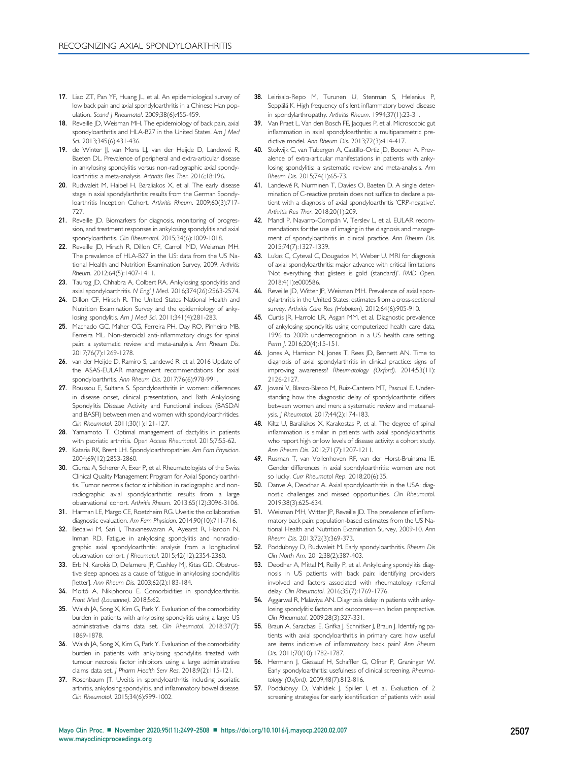17. Liao ZT, Pan YF, Huang JL, et al. An epidemiological survey of low back pain and axial spondyloarthritis in a Chinese Han population. *Scand J Rheumatol*. 2009;38(6):455-459.
18. Reveille JD, Weisman MH. The epidemiology of back pain, axial spondyloarthritis and HLA-B27 in the United States. *Am J Med Sci*. 2013;345(6):431-436.
19. de Winter JJ, van Mens LJ, van der Heijde D, Landewé R, Baeten DL. Prevalence of peripheral and extra-articular disease in ankylosing spondylitis versus non-radiographic axial spondyloarthritis: a meta-analysis. *Arthritis Res Ther*. 2016;18:196.
20. Rudwaleit M, Haibel H, Baraliakos X, et al. The early disease stage in axial spondylarthritis: results from the German Spondyloarthritis Inception Cohort. *Arthritis Rheum*. 2009;60(3):717-727.
21. Reveille JD. Biomarkers for diagnosis, monitoring of progression, and treatment responses in ankylosing spondylitis and axial spondyloarthritis. *Clin Rheumatol*. 2015;34(6):1009-1018.
22. Reveille JD, Hirsch R, Dillon CF, Carroll MD, Weisman MH. The prevalence of HLA-B27 in the US: data from the US National Health and Nutrition Examination Survey, 2009. *Arthritis Rheum*. 2012;64(5):1407-1411.
23. Taurog JD, Chhabra A, Colbert RA. Ankylosing spondylitis and axial spondyloarthritis. *N Engl J Med*. 2016;374(26):2563-2574.
24. Dillon CF, Hirsch R. The United States National Health and Nutrition Examination Survey and the epidemiology of ankylosing spondylitis. *Am J Med Sci*. 2011;341(4):281-283.
25. Machado GC, Maher CG, Ferreira PH, Day RO, Pinheiro MB, Ferreira ML. Non-steroidal anti-inflammatory drugs for spinal pain: a systematic review and meta-analysis. *Ann Rheum Dis*. 2017;76(7):1269-1278.
26. van der Heijde D, Ramiro S, Landewé R, et al. 2016 Update of the ASAS-EULAR management recommendations for axial spondyloarthritis. *Ann Rheum Dis*. 2017;76(6):978-991.
27. Roussou E, Sultana S. Spondyloarthritis in women: differences in disease onset, clinical presentation, and Bath Ankylosing Spondylitis Disease Activity and Functional indices (BASDAI and BASFI) between men and women with spondyloarthritides. *Clin Rheumatol*. 2011;30(1):121-127.
28. Yamamoto T. Optimal management of dactylitis in patients with psoriatic arthritis. *Open Access Rheumatol*. 2015;7:55-62.
29. Kataria RK, Brent LH. Spondyloarthropathies. *Am Fam Physician*. 2004;69(12):2853-2860.
30. Ciurea A, Scherer A, Exer P, et al. Rheumatologists of the Swiss Clinical Quality Management Program for Axial Spondyloarthritis. Tumor necrosis factor α inhibition in radiographic and nonradiographic axial spondyloarthritis: results from a large observational cohort. *Arthritis Rheum*. 2013;65(12):3096-3106.
31. Harman LE, Margo CE, Roetzheim RG. Uveitis: the collaborative diagnostic evaluation. *Am Fam Physician*. 2014;90(10):711-716.
32. Bedaiwi M, Sari I, Thavaneswaran A, Ayearst R, Haroon N, Inman RD. Fatigue in ankylosing spondylitis and nonradiographic axial spondyloarthritis: analysis from a longitudinal observation cohort. *J Rheumatol*. 2015;42(12):2354-2360.
33. Erb N, Karokis D, Delamere JP, Cushley MJ, Kitas GD. Obstructive sleep apnoea as a cause of fatigue in ankylosing spondylitis [letter]. *Ann Rheum Dis*. 2003;62(2):183-184.
34. Moltó A, Nikiphorou E. Comorbidities in spondyloarthritis. *Front Med (Lausanne)*. 2018;5:62.
35. Walsh JA, Song X, Kim G, Park Y. Evaluation of the comorbidity burden in patients with ankylosing spondylitis using a large US administrative claims data set. *Clin Rheumatol*. 2018;37(7):1869-1878.
36. Walsh JA, Song X, Kim G, Park Y. Evaluation of the comorbidity burden in patients with ankylosing spondylitis treated with tumour necrosis factor inhibitors using a large administrative claims data set. *J Pharm Health Serv Res*. 2018;9(2):115-121.
37. Rosenbaum JT. Uveitis in spondyloarthritis including psoriatic arthritis, ankylosing spondylitis, and inflammatory bowel disease. *Clin Rheumatol*. 2015;34(6):999-1002.
38. Leirisalo-Repo M, Turunen U, Stenman S, Helenius P, Seppälä K. High frequency of silent inflammatory bowel disease in spondylarthropathy. *Arthritis Rheum*. 1994;37(1):23-31.
39. Van Praet L, Van den Bosch FE, Jacques P, et al. Microscopic gut inflammation in axial spondyloarthritis: a multiparametric predictive model. *Ann Rheum Dis*. 2013;72(3):414-417.
40. Stolwijk C, van Tubergen A, Castillo-Ortiz JD, Boonen A. Prevalence of extra-articular manifestations in patients with ankylosing spondylitis: a systematic review and meta-analysis. *Ann Rheum Dis*. 2015;74(1):65-73.
41. Landewé R, Nurminen T, Davies O, Baeten D. A single determination of C-reactive protein does not suffice to declare a patient with a diagnosis of axial spondyloarthritis 'CRP-negative'. *Arthritis Res Ther*. 2018;20(1):209.
42. Mandl P, Navarro-Compán V, Terslev L, et al. EULAR recommendations for the use of imaging in the diagnosis and management of spondyloarthritis in clinical practice. *Ann Rheum Dis*. 2015;74(7):1327-1339.
43. Lukas C, Cyteval C, Dougados M, Weber U. MRI for diagnosis of axial spondyloarthritis: major advance with critical limitations 'Not everything that glisters is gold (standard)'. *RMD Open*. 2018;4(1):e000586.
44. Reveille JD, Witter JP, Weisman MH. Prevalence of axial spondylarthritis in the United States: estimates from a cross-sectional survey. *Arthritis Care Res (Hoboken)*. 2012;64(6):905-910.
45. Curtis JR, Harrold LR, Asgari MM, et al. Diagnostic prevalence of ankylosing spondylitis using computerized health care data, 1996 to 2009: underrecognition in a US health care setting. *Perm J*. 2016;20(4):15-151.
46. Jones A, Harrison N, Jones T, Rees JD, Bennett AN. Time to diagnosis of axial spondylarthritis in clinical practice: signs of improving awareness? *Rheumatology (Oxford)*. 2014;53(11):2126-2127.
47. Jovani V, Blasco-Blasco M, Ruiz-Cantero MT, Pascual E. Understanding how the diagnostic delay of spondyloarthritis differs between women and men: a systematic review and metaanalysis. *J Rheumatol*. 2017;44(2):174-183.
48. Kiltz U, Baraliakos X, Karakostas P, et al. The degree of spinal inflammation is similar in patients with axial spondyloarthritis who report high or low levels of disease activity: a cohort study. *Ann Rheum Dis*. 2012;71(7):1207-1211.
49. Rusman T, van Vollenhoven RF, van der Horst-Bruinsma IE. Gender differences in axial spondyloarthritis: women are not so lucky. *Curr Rheumatol Rep*. 2018;20(6):35.
50. Danve A, Deodhar A. Axial spondyloarthritis in the USA: diagnostic challenges and missed opportunities. *Clin Rheumatol*. 2019;38(3):625-634.
51. Weisman MH, Witter JP, Reveille JD. The prevalence of inflammatory back pain: population-based estimates from the US National Health and Nutrition Examination Survey, 2009-10. *Ann Rheum Dis*. 2013;72(3):369-373.
52. Poddubnyy D, Rudwaleit M. Early spondyloarthritis. *Rheum Dis Clin North Am*. 2012;38(2):387-403.
53. Deodhar A, Mittal M, Reilly P, et al. Ankylosing spondylitis diagnosis in US patients with back pain: identifying providers involved and factors associated with rheumatology referral delay. *Clin Rheumatol*. 2016;35(7):1769-1776.
54. Aggarwal R, Malaviya AN. Diagnosis delay in patients with ankylosing spondylitis: factors and outcomes—an Indian perspective. *Clin Rheumatol*. 2009;28(3):327-331.
55. Braun A, Saracbasi E, Grifka J, Schnitker J, Braun J. Identifying patients with axial spondyloarthritis in primary care: how useful are items indicative of inflammatory back pain? *Ann Rheum Dis*. 2011;70(10):1782-1787.
56. Hermann J, Giessauf H, Schaffler G, Ofner P, Graninger W. Early spondyloarthritis: usefulness of clinical screening. *Rheumatology (Oxford)*. 2009;48(7):812-816.
57. Poddubnyy D, Vahldiek J, Spiller I, et al. Evaluation of 2 screening strategies for early identification of patients with axial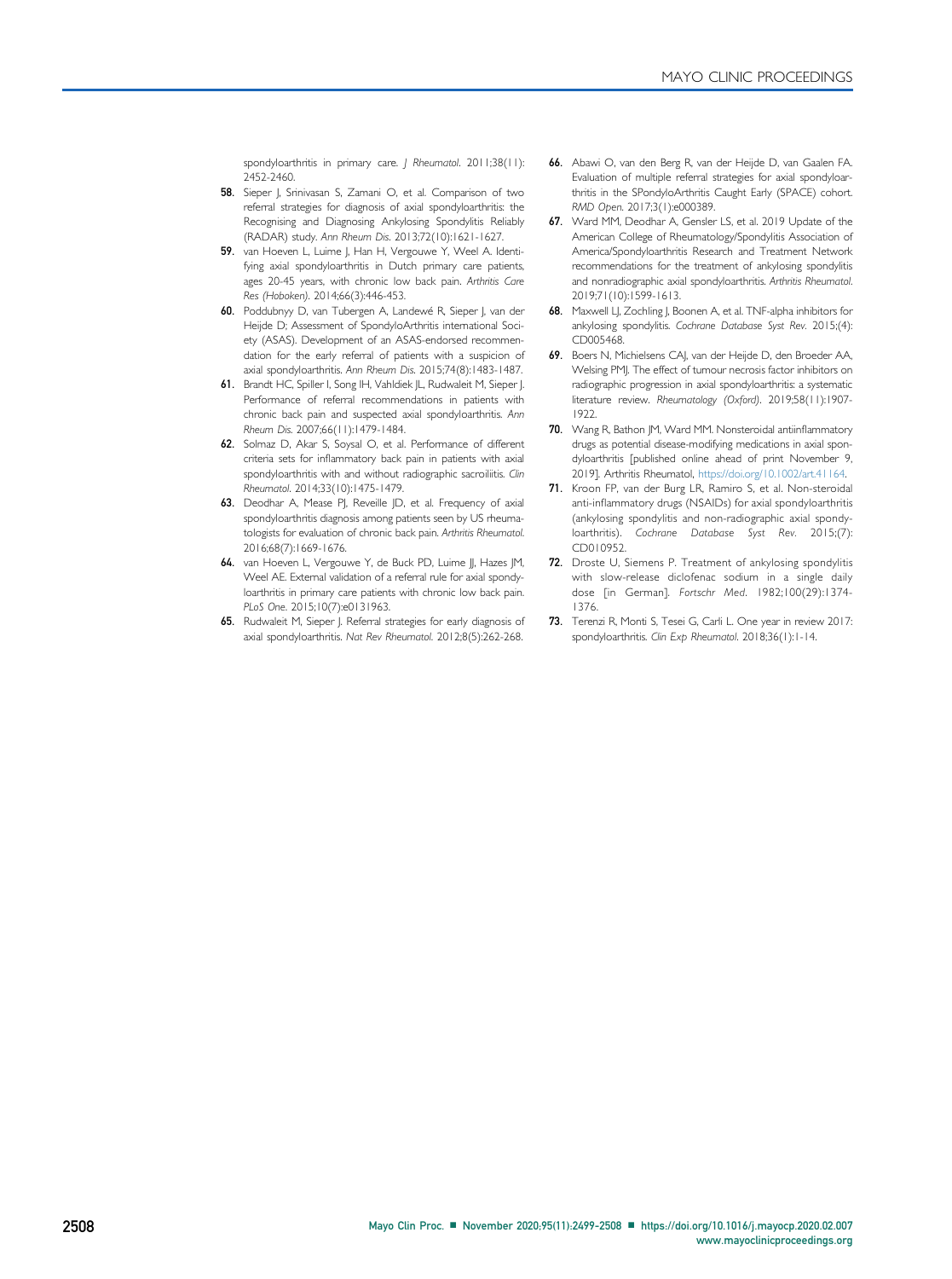spondyloarthritis in primary care. *J Rheumatol*. 2011;38(11): 2452-2460.

58. Sieper J, Srinivasan S, Zamani O, et al. Comparison of two referral strategies for diagnosis of axial spondyloarthritis: the Recognising and Diagnosing Ankylosing Spondylitis Reliably (RADAR) study. *Ann Rheum Dis*. 2013;72(10):1621-1627.
59. van Hoeven L, Luime J, Han H, Vergouwe Y, Weel A. Identifying axial spondyloarthritis in Dutch primary care patients, ages 20-45 years, with chronic low back pain. *Arthritis Care Res (Hoboken)*. 2014;66(3):446-453.
60. Poddubnyy D, van Tubergen A, Landewé R, Sieper J, van der Heijde D; Assessment of SpondyloArthritis international Society (ASAS). Development of an ASAS-endorsed recommendation for the early referral of patients with a suspicion of axial spondyloarthritis. *Ann Rheum Dis*. 2015;74(8):1483-1487.
61. Brandt HC, Spiller I, Song IH, Vahldiek JL, Rudwaleit M, Sieper J. Performance of referral recommendations in patients with chronic back pain and suspected axial spondyloarthritis. *Ann Rheum Dis*. 2007;66(11):1479-1484.
62. Solmaz D, Akar S, Soysal O, et al. Performance of different criteria sets for inflammatory back pain in patients with axial spondyloarthritis with and without radiographic sacroiliitis. *Clin Rheumatol*. 2014;33(10):1475-1479.
63. Deodhar A, Mease PJ, Reveille JD, et al. Frequency of axial spondyloarthritis diagnosis among patients seen by US rheumatologists for evaluation of chronic back pain. *Arthritis Rheumatol*. 2016;68(7):1669-1676.
64. van Hoeven L, Vergouwe Y, de Buck PD, Luime JJ, Hazes JM, Weel AE. External validation of a referral rule for axial spondyloarthritis in primary care patients with chronic low back pain. *PLoS One*. 2015;10(7):e0131963.
65. Rudwaleit M, Sieper J. Referral strategies for early diagnosis of axial spondyloarthritis. *Nat Rev Rheumatol*. 2012;8(5):262-268.
66. Abawi O, van den Berg R, van der Heijde D, van Gaalen FA. Evaluation of multiple referral strategies for axial spondyloarthritis in the SPondyloArthritis Caught Early (SPACE) cohort. *RMD Open*. 2017;3(1):e000389.
67. Ward MM, Deodhar A, Gensler LS, et al. 2019 Update of the American College of Rheumatology/Spondylitis Association of America/Spondyloarthritis Research and Treatment Network recommendations for the treatment of ankylosing spondylitis and nonradiographic axial spondyloarthritis. *Arthritis Rheumatol*. 2019;71(10):1599-1613.
68. Maxwell LJ, Zochling J, Boonen A, et al. TNF-alpha inhibitors for ankylosing spondylitis. *Cochrane Database Syst Rev*. 2015;(4): CD005468.
69. Boers N, Michielsens CAJ, van der Heijde D, den Broeder AA, Welsing PMJ. The effect of tumour necrosis factor inhibitors on radiographic progression in axial spondyloarthritis: a systematic literature review. *Rheumatology (Oxford)*. 2019;58(11):1907-1922.
70. Wang R, Bathon JM, Ward MM. Nonsteroidal antiinflammatory drugs as potential disease-modifying medications in axial spondyloarthritis [published online ahead of print November 9, 2019]. Arthritis Rheumatol, https://doi.org/10.1002/art.41164.
71. Kroon FP, van der Burg LR, Ramiro S, et al. Non-steroidal anti-inflammatory drugs (NSAIDs) for axial spondyloarthritis (ankylosing spondylitis and non-radiographic axial spondyloarthritis). *Cochrane Database Syst Rev*. 2015;(7): CD010952.
72. Droste U, Siemens P. Treatment of ankylosing spondylitis with slow-release diclofenac sodium in a single daily dose [in German]. *Fortschr Med*. 1982;100(29):1374-1376.
73. Terenzi R, Monti S, Tesei G, Carli L. One year in review 2017: spondyloarthritis. *Clin Exp Rheumatol*. 2018;36(1):1-14.